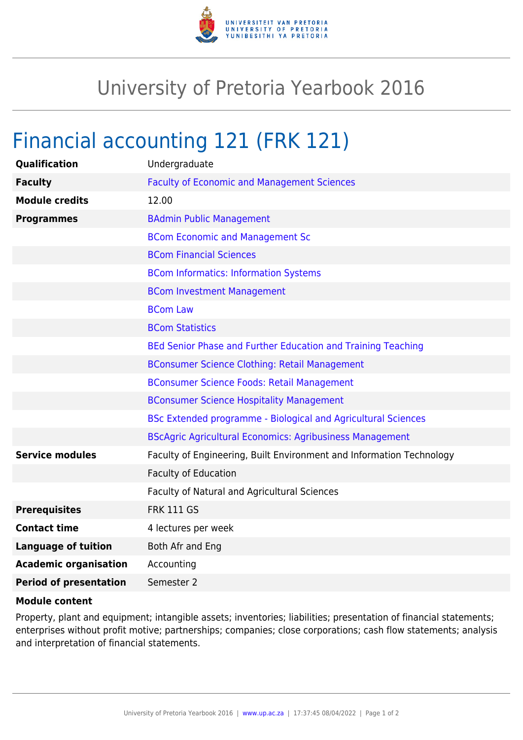# University of Pretoria Yearbook 2016

## Financial accounting 121 (FRK 121)

| | |
|---|---|
| **Qualification** | Undergraduate |
| **Faculty** | Faculty of Economic and Management Sciences |
| **Module credits** | 12.00 |
| **Programmes** | BAdmin Public Management |
| | BCom Economic and Management Sc |
| | BCom Financial Sciences |
| | BCom Informatics: Information Systems |
| | BCom Investment Management |
| | BCom Law |
| | BCom Statistics |
| | BEd Senior Phase and Further Education and Training Teaching |
| | BConsumer Science Clothing: Retail Management |
| | BConsumer Science Foods: Retail Management |
| | BConsumer Science Hospitality Management |
| | BSc Extended programme - Biological and Agricultural Sciences |
| | BScAgric Agricultural Economics: Agribusiness Management |
| **Service modules** | Faculty of Engineering, Built Environment and Information Technology |
| | Faculty of Education |
| | Faculty of Natural and Agricultural Sciences |
| **Prerequisites** | FRK 111 GS |
| **Contact time** | 4 lectures per week |
| **Language of tuition** | Both Afr and Eng |
| **Academic organisation** | Accounting |
| **Period of presentation** | Semester 2 |

**Module content**

Property, plant and equipment; intangible assets; inventories; liabilities; presentation of financial statements; enterprises without profit motive; partnerships; companies; close corporations; cash flow statements; analysis and interpretation of financial statements.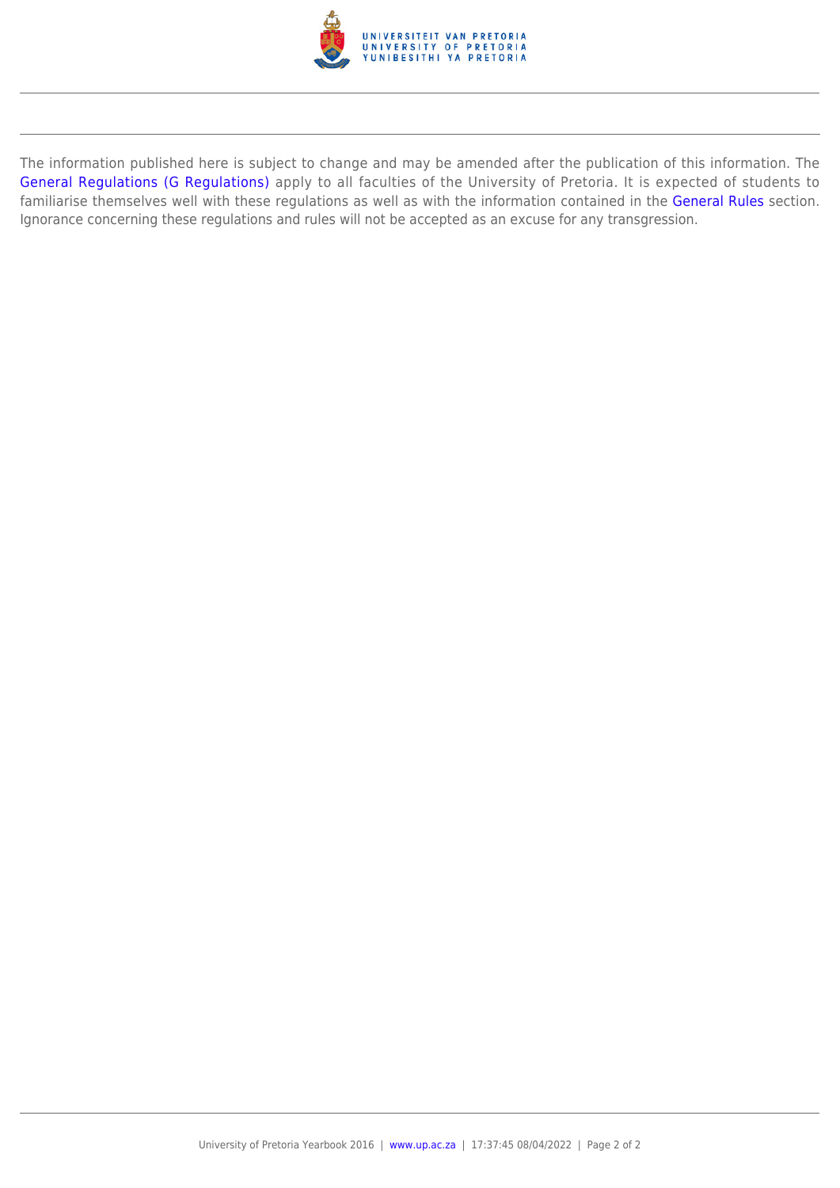The information published here is subject to change and may be amended after the publication of this information. The General Regulations (G Regulations) apply to all faculties of the University of Pretoria. It is expected of students to familiarise themselves well with these regulations as well as with the information contained in the General Rules section. Ignorance concerning these regulations and rules will not be accepted as an excuse for any transgression.